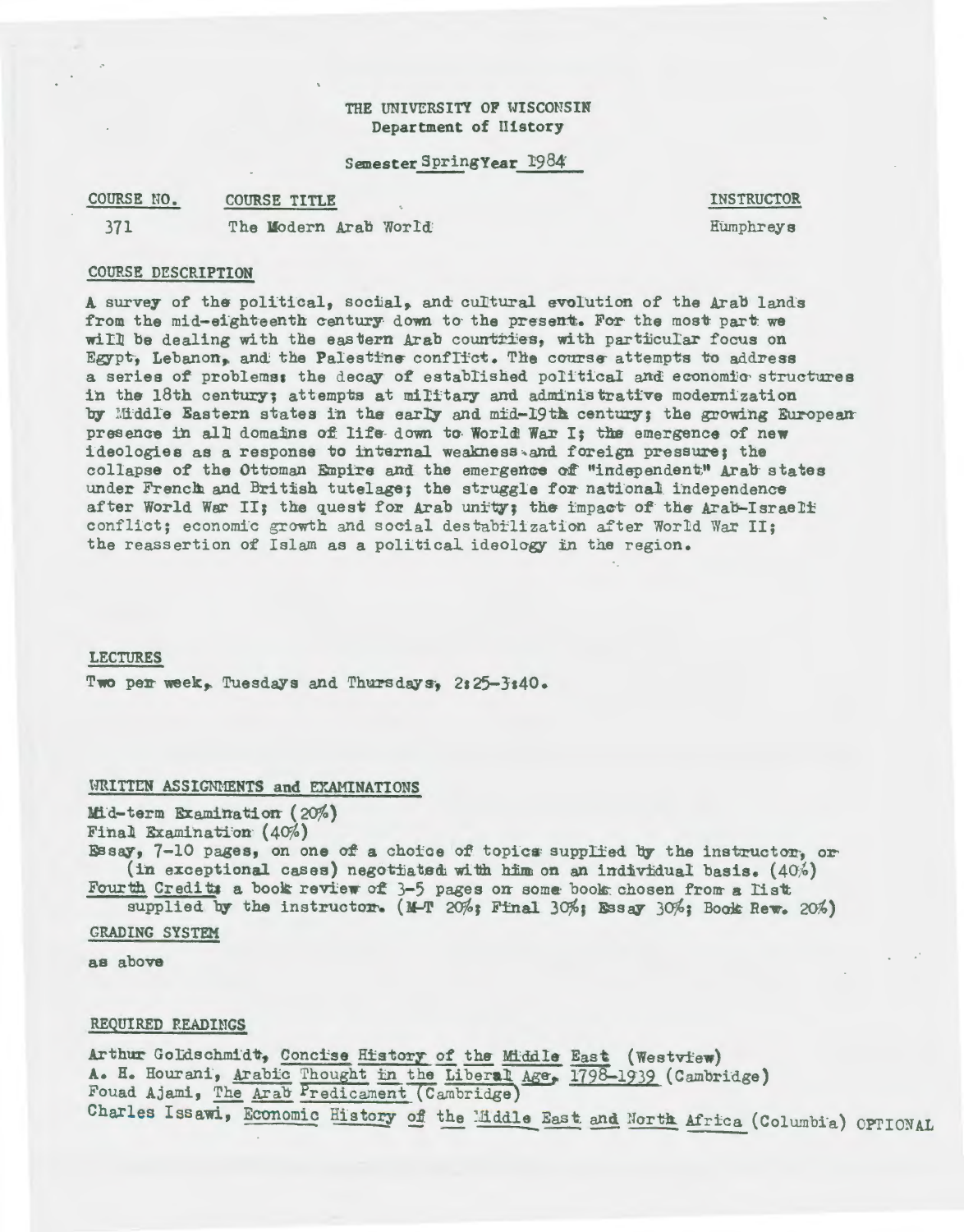# THE UNIVERSITY OF WISCONSIN
## Department of History

Semester Spring Year 1984

| COURSE NO. | COURSE TITLE | INSTRUCTOR |
|---|---|---|
| 371 | The Modern Arab World | Humphreys |

## COURSE DESCRIPTION

A survey of the political, social, and cultural evolution of the Arab lands from the mid-eighteenth century down to the present. For the most part we will be dealing with the eastern Arab countries, with particular focus on Egypt, Lebanon, and the Palestine conflict. The course attempts to address a series of problems: the decay of established political and economic structures in the 18th century; attempts at military and administrative modernization by Middle Eastern states in the early and mid-19th century; the growing European presence in all domains of life down to World War I; the emergence of new ideologies as a response to internal weakness and foreign pressure; the collapse of the Ottoman Empire and the emergence of "independent" Arab states under French and British tutelage; the struggle for national independence after World War II; the quest for Arab unity; the impact of the Arab-Israeli conflict; economic growth and social destabilization after World War II; the reassertion of Islam as a political ideology in the region.

## LECTURES

Two per week, Tuesdays and Thursdays, 2:25-3:40.

## WRITTEN ASSIGNMENTS and EXAMINATIONS

Mid-term Examination (20%)
Final Examination (40%)
Essay, 7-10 pages, on one of a choice of topics supplied by the instructor, or (in exceptional cases) negotiated with him on an individual basis. (40%)
Fourth Credit: a book review of 3-5 pages on some book chosen from a list supplied by the instructor. (M-T 20%; Final 30%; Essay 30%; Book Rev. 20%)

## GRADING SYSTEM

as above

## REQUIRED READINGS

Arthur Goldschmidt, Concise History of the Middle East (Westview)
A. H. Hourani, Arabic Thought in the Liberal Age, 1798-1939 (Cambridge)
Fouad Ajami, The Arab Predicament (Cambridge)
Charles Issawi, Economic History of the Middle East and North Africa (Columbia) OPTIONAL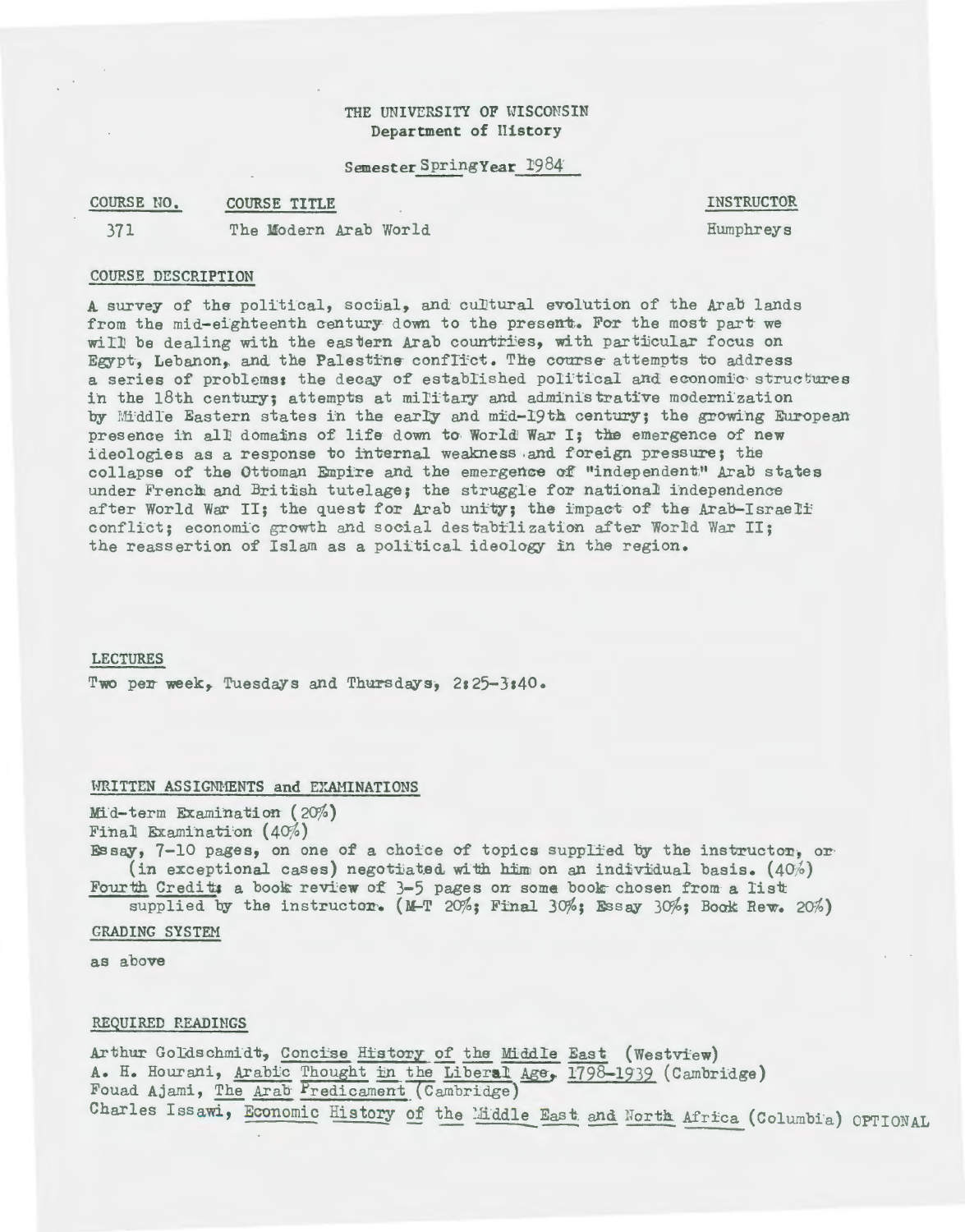THE UNIVERSITY OF WISCONSIN
Department of History

Semester Spring Year 1984

| COURSE NO. | COURSE TITLE | INSTRUCTOR |
|---|---|---|
| 371 | The Modern Arab World | Humphreys |

## COURSE DESCRIPTION

A survey of the political, social, and cultural evolution of the Arab lands from the mid-eighteenth century down to the present. For the most part we will be dealing with the eastern Arab countries, with particular focus on Egypt, Lebanon, and the Palestine conflict. The course attempts to address a series of problems: the decay of established political and economic structures in the 18th century; attempts at military and administrative modernization by Middle Eastern states in the early and mid-19th century; the growing European presence in all domains of life down to World War I; the emergence of new ideologies as a response to internal weakness and foreign pressure; the collapse of the Ottoman Empire and the emergence of "independent" Arab states under French and British tutelage; the struggle for national independence after World War II; the quest for Arab unity; the impact of the Arab-Israeli conflict; economic growth and social destabilization after World War II; the reassertion of Islam as a political ideology in the region.

## LECTURES

Two per week, Tuesdays and Thursdays, 2:25-3:40.

## WRITTEN ASSIGNMENTS and EXAMINATIONS

Mid-term Examination (20%)
Final Examination (40%)
Essay, 7-10 pages, on one of a choice of topics supplied by the instructor, or (in exceptional cases) negotiated with him on an individual basis. (40%)
Fourth Credit: a book review of 3-5 pages on some book chosen from a list supplied by the instructor. (M-T 20%; Final 30%; Essay 30%; Book Rev. 20%)

## GRADING SYSTEM

as above

## REQUIRED READINGS

Arthur Goldschmidt, Concise History of the Middle East (Westview)
A. H. Hourani, Arabic Thought in the Liberal Age, 1798-1939 (Cambridge)
Fouad Ajami, The Arab Predicament (Cambridge)
Charles Issawi, Economic History of the Middle East and North Africa (Columbia) OPTIONAL